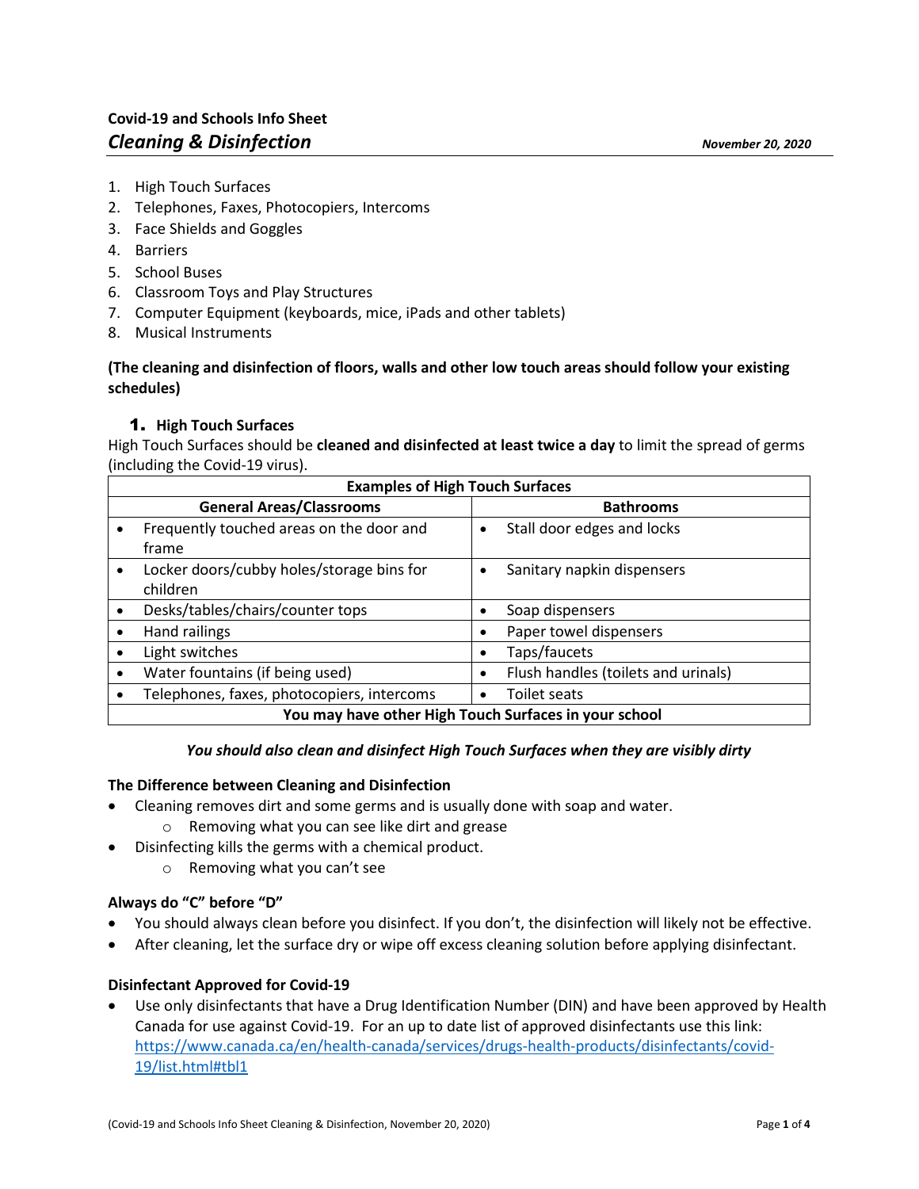**Covid-19 and Schools Info Sheet**

## *Cleaning & Disinfection*

***November 20, 2020***

1. High Touch Surfaces
2. Telephones, Faxes, Photocopiers, Intercoms
3. Face Shields and Goggles
4. Barriers
5. School Buses
6. Classroom Toys and Play Structures
7. Computer Equipment (keyboards, mice, iPads and other tablets)
8. Musical Instruments

**(The cleaning and disinfection of floors, walls and other low touch areas should follow your existing schedules)**

### 1. High Touch Surfaces

High Touch Surfaces should be **cleaned and disinfected at least twice a day** to limit the spread of germs (including the Covid-19 virus).

| **Examples of High Touch Surfaces** | |
|---|---|
| **General Areas/Classrooms** | **Bathrooms** |
| • Frequently touched areas on the door and frame | • Stall door edges and locks |
| • Locker doors/cubby holes/storage bins for children | • Sanitary napkin dispensers |
| • Desks/tables/chairs/counter tops | • Soap dispensers |
| • Hand railings | • Paper towel dispensers |
| • Light switches | • Taps/faucets |
| • Water fountains (if being used) | • Flush handles (toilets and urinals) |
| • Telephones, faxes, photocopiers, intercoms | • Toilet seats |
| **You may have other High Touch Surfaces in your school** | |

***You should also clean and disinfect High Touch Surfaces when they are visibly dirty***

**The Difference between Cleaning and Disinfection**

- Cleaning removes dirt and some germs and is usually done with soap and water.
  - Removing what you can see like dirt and grease
- Disinfecting kills the germs with a chemical product.
  - Removing what you can't see

**Always do "C" before "D"**

- You should always clean before you disinfect. If you don't, the disinfection will likely not be effective.
- After cleaning, let the surface dry or wipe off excess cleaning solution before applying disinfectant.

**Disinfectant Approved for Covid-19**

- Use only disinfectants that have a Drug Identification Number (DIN) and have been approved by Health Canada for use against Covid-19. For an up to date list of approved disinfectants use this link: https://www.canada.ca/en/health-canada/services/drugs-health-products/disinfectants/covid-19/list.html#tbl1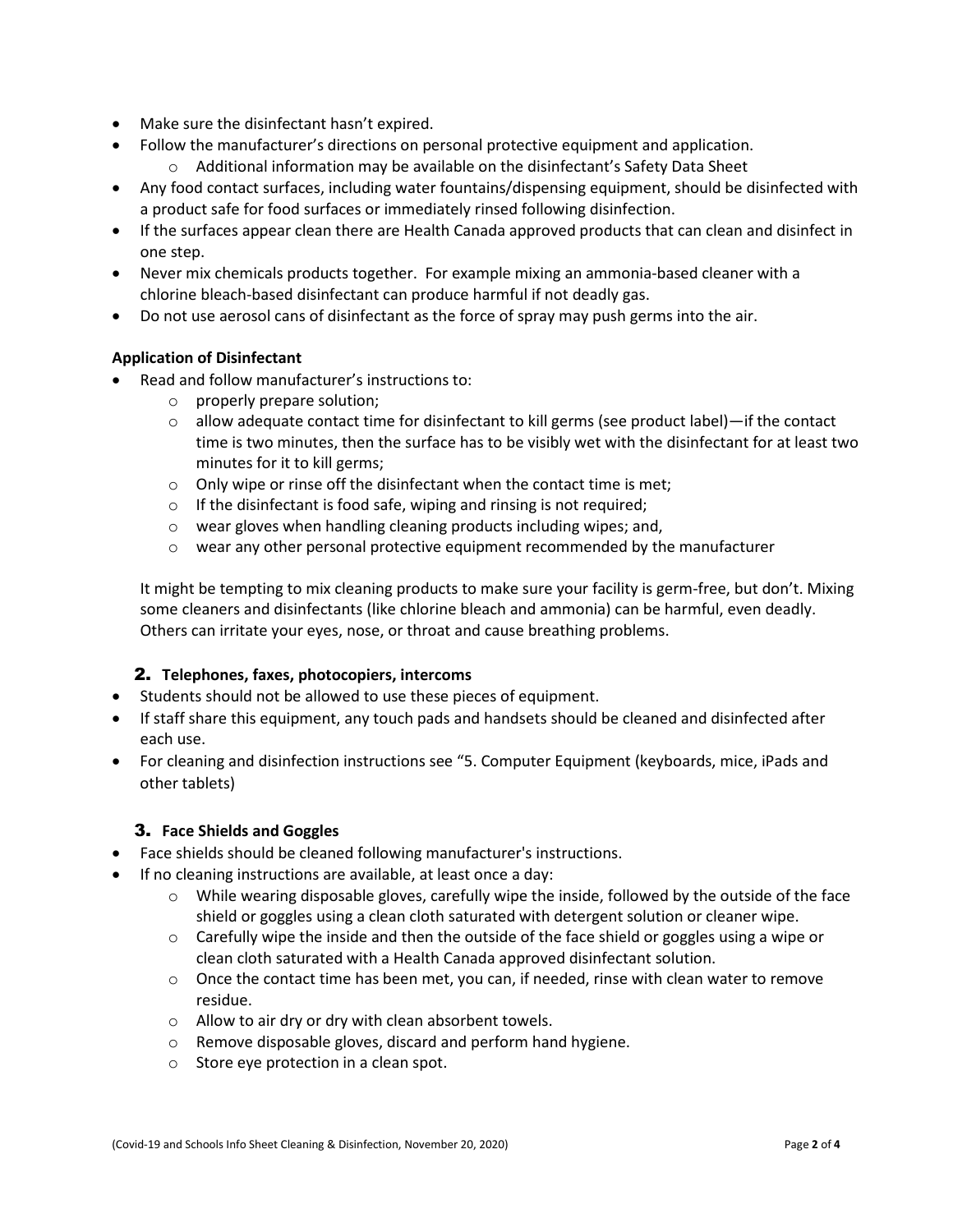- Make sure the disinfectant hasn't expired.
- Follow the manufacturer's directions on personal protective equipment and application.
  - Additional information may be available on the disinfectant's Safety Data Sheet
- Any food contact surfaces, including water fountains/dispensing equipment, should be disinfected with a product safe for food surfaces or immediately rinsed following disinfection.
- If the surfaces appear clean there are Health Canada approved products that can clean and disinfect in one step.
- Never mix chemicals products together. For example mixing an ammonia-based cleaner with a chlorine bleach-based disinfectant can produce harmful if not deadly gas.
- Do not use aerosol cans of disinfectant as the force of spray may push germs into the air.

**Application of Disinfectant**

- Read and follow manufacturer's instructions to:
  - properly prepare solution;
  - allow adequate contact time for disinfectant to kill germs (see product label)—if the contact time is two minutes, then the surface has to be visibly wet with the disinfectant for at least two minutes for it to kill germs;
  - Only wipe or rinse off the disinfectant when the contact time is met;
  - If the disinfectant is food safe, wiping and rinsing is not required;
  - wear gloves when handling cleaning products including wipes; and,
  - wear any other personal protective equipment recommended by the manufacturer

It might be tempting to mix cleaning products to make sure your facility is germ-free, but don't. Mixing some cleaners and disinfectants (like chlorine bleach and ammonia) can be harmful, even deadly. Others can irritate your eyes, nose, or throat and cause breathing problems.

### 2. Telephones, faxes, photocopiers, intercoms

- Students should not be allowed to use these pieces of equipment.
- If staff share this equipment, any touch pads and handsets should be cleaned and disinfected after each use.
- For cleaning and disinfection instructions see "5. Computer Equipment (keyboards, mice, iPads and other tablets)

### 3. Face Shields and Goggles

- Face shields should be cleaned following manufacturer's instructions.
- If no cleaning instructions are available, at least once a day:
  - While wearing disposable gloves, carefully wipe the inside, followed by the outside of the face shield or goggles using a clean cloth saturated with detergent solution or cleaner wipe.
  - Carefully wipe the inside and then the outside of the face shield or goggles using a wipe or clean cloth saturated with a Health Canada approved disinfectant solution.
  - Once the contact time has been met, you can, if needed, rinse with clean water to remove residue.
  - Allow to air dry or dry with clean absorbent towels.
  - Remove disposable gloves, discard and perform hand hygiene.
  - Store eye protection in a clean spot.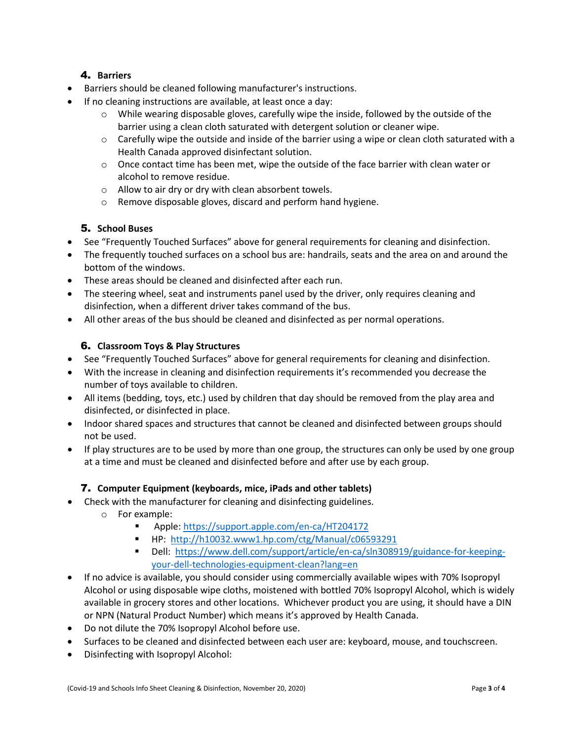### 4. Barriers

- Barriers should be cleaned following manufacturer's instructions.
- If no cleaning instructions are available, at least once a day:
  - While wearing disposable gloves, carefully wipe the inside, followed by the outside of the barrier using a clean cloth saturated with detergent solution or cleaner wipe.
  - Carefully wipe the outside and inside of the barrier using a wipe or clean cloth saturated with a Health Canada approved disinfectant solution.
  - Once contact time has been met, wipe the outside of the face barrier with clean water or alcohol to remove residue.
  - Allow to air dry or dry with clean absorbent towels.
  - Remove disposable gloves, discard and perform hand hygiene.

### 5. School Buses

- See "Frequently Touched Surfaces" above for general requirements for cleaning and disinfection.
- The frequently touched surfaces on a school bus are: handrails, seats and the area on and around the bottom of the windows.
- These areas should be cleaned and disinfected after each run.
- The steering wheel, seat and instruments panel used by the driver, only requires cleaning and disinfection, when a different driver takes command of the bus.
- All other areas of the bus should be cleaned and disinfected as per normal operations.

### 6. Classroom Toys & Play Structures

- See "Frequently Touched Surfaces" above for general requirements for cleaning and disinfection.
- With the increase in cleaning and disinfection requirements it's recommended you decrease the number of toys available to children.
- All items (bedding, toys, etc.) used by children that day should be removed from the play area and disinfected, or disinfected in place.
- Indoor shared spaces and structures that cannot be cleaned and disinfected between groups should not be used.
- If play structures are to be used by more than one group, the structures can only be used by one group at a time and must be cleaned and disinfected before and after use by each group.

### 7. Computer Equipment (keyboards, mice, iPads and other tablets)

- Check with the manufacturer for cleaning and disinfecting guidelines.
  - For example:
    - Apple: https://support.apple.com/en-ca/HT204172
    - HP: http://h10032.www1.hp.com/ctg/Manual/c06593291
    - Dell: https://www.dell.com/support/article/en-ca/sln308919/guidance-for-keeping-your-dell-technologies-equipment-clean?lang=en
- If no advice is available, you should consider using commercially available wipes with 70% Isopropyl Alcohol or using disposable wipe cloths, moistened with bottled 70% Isopropyl Alcohol, which is widely available in grocery stores and other locations. Whichever product you are using, it should have a DIN or NPN (Natural Product Number) which means it's approved by Health Canada.
- Do not dilute the 70% Isopropyl Alcohol before use.
- Surfaces to be cleaned and disinfected between each user are: keyboard, mouse, and touchscreen.
- Disinfecting with Isopropyl Alcohol: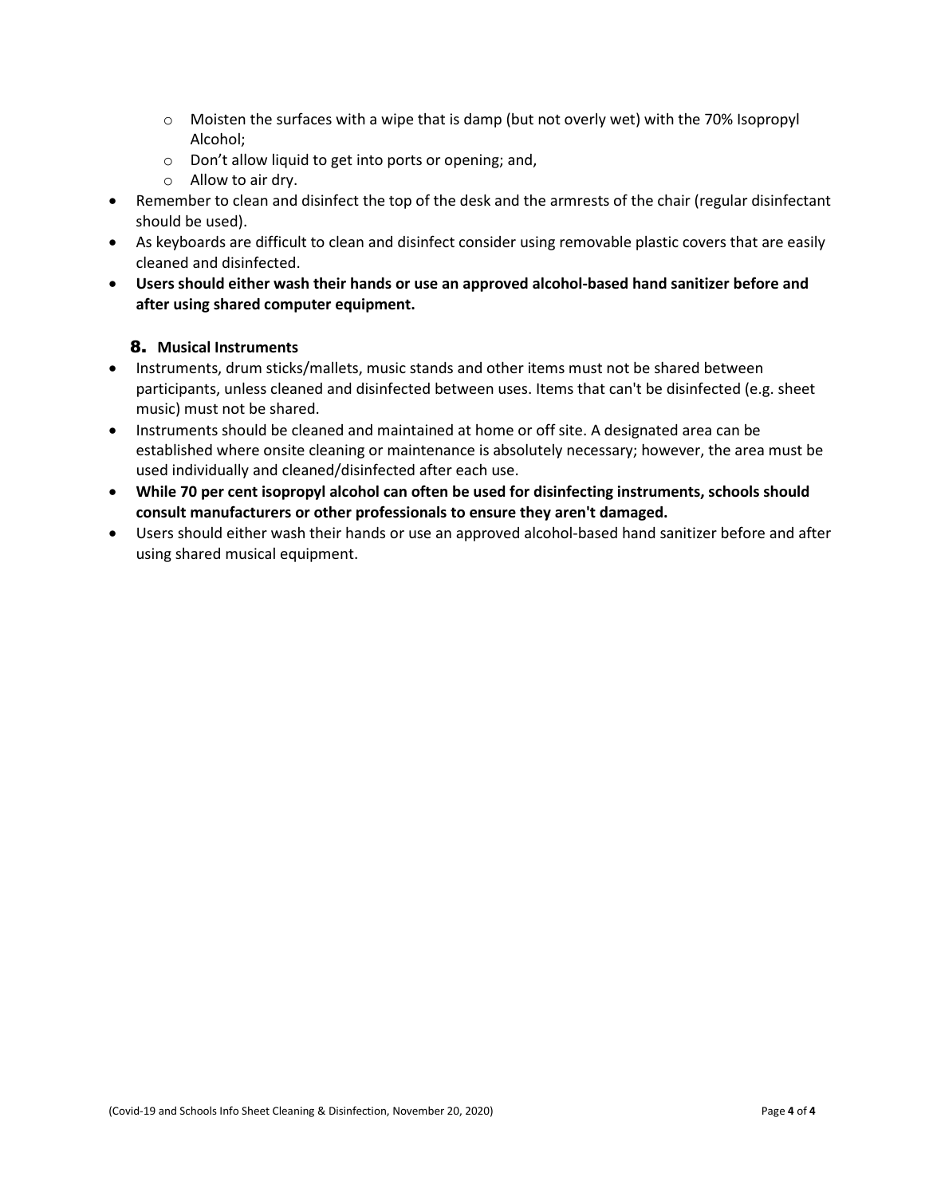- Moisten the surfaces with a wipe that is damp (but not overly wet) with the 70% Isopropyl Alcohol;
  - Don't allow liquid to get into ports or opening; and,
  - Allow to air dry.
- Remember to clean and disinfect the top of the desk and the armrests of the chair (regular disinfectant should be used).
- As keyboards are difficult to clean and disinfect consider using removable plastic covers that are easily cleaned and disinfected.
- **Users should either wash their hands or use an approved alcohol-based hand sanitizer before and after using shared computer equipment.**

### 8. Musical Instruments

- Instruments, drum sticks/mallets, music stands and other items must not be shared between participants, unless cleaned and disinfected between uses. Items that can't be disinfected (e.g. sheet music) must not be shared.
- Instruments should be cleaned and maintained at home or off site. A designated area can be established where onsite cleaning or maintenance is absolutely necessary; however, the area must be used individually and cleaned/disinfected after each use.
- **While 70 per cent isopropyl alcohol can often be used for disinfecting instruments, schools should consult manufacturers or other professionals to ensure they aren't damaged.**
- Users should either wash their hands or use an approved alcohol-based hand sanitizer before and after using shared musical equipment.